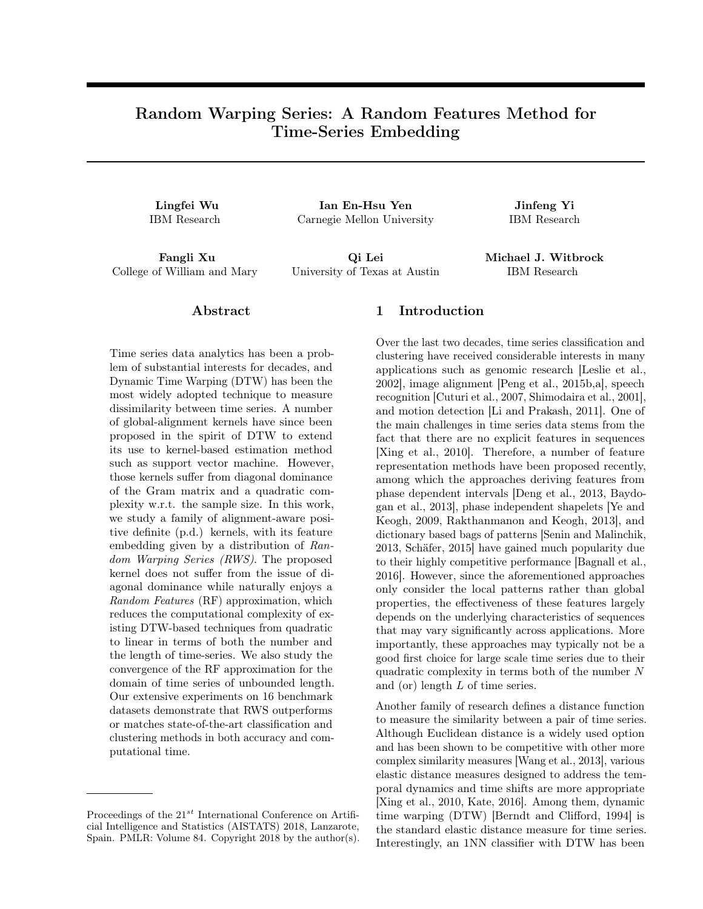# Random Warping Series: A Random Features Method for Time-Series Embedding

**Lingfei Wu**
IBM Research

**Ian En-Hsu Yen**
Carnegie Mellon University

**Jinfeng Yi**
IBM Research

**Fangli Xu**
College of William and Mary

**Qi Lei**
University of Texas at Austin

**Michael J. Witbrock**
IBM Research

## Abstract

Time series data analytics has been a problem of substantial interests for decades, and Dynamic Time Warping (DTW) has been the most widely adopted technique to measure dissimilarity between time series. A number of global-alignment kernels have since been proposed in the spirit of DTW to extend its use to kernel-based estimation method such as support vector machine. However, those kernels suffer from diagonal dominance of the Gram matrix and a quadratic complexity w.r.t. the sample size. In this work, we study a family of alignment-aware positive definite (p.d.) kernels, with its feature embedding given by a distribution of *Random Warping Series (RWS)*. The proposed kernel does not suffer from the issue of diagonal dominance while naturally enjoys a *Random Features* (RF) approximation, which reduces the computational complexity of existing DTW-based techniques from quadratic to linear in terms of both the number and the length of time-series. We also study the convergence of the RF approximation for the domain of time series of unbounded length. Our extensive experiments on 16 benchmark datasets demonstrate that RWS outperforms or matches state-of-the-art classification and clustering methods in both accuracy and computational time.

## 1 Introduction

Over the last two decades, time series classification and clustering have received considerable interests in many applications such as genomic research [Leslie et al., 2002], image alignment [Peng et al., 2015b,a], speech recognition [Cuturi et al., 2007, Shimodaira et al., 2001], and motion detection [Li and Prakash, 2011]. One of the main challenges in time series data stems from the fact that there are no explicit features in sequences [Xing et al., 2010]. Therefore, a number of feature representation methods have been proposed recently, among which the approaches deriving features from phase dependent intervals [Deng et al., 2013, Baydogan et al., 2013], phase independent shapelets [Ye and Keogh, 2009, Rakthanmanon and Keogh, 2013], and dictionary based bags of patterns [Senin and Malinchik, 2013, Schäfer, 2015] have gained much popularity due to their highly competitive performance [Bagnall et al., 2016]. However, since the aforementioned approaches only consider the local patterns rather than global properties, the effectiveness of these features largely depends on the underlying characteristics of sequences that may vary significantly across applications. More importantly, these approaches may typically not be a good first choice for large scale time series due to their quadratic complexity in terms both of the number $N$ and (or) length $L$ of time series.

Another family of research defines a distance function to measure the similarity between a pair of time series. Although Euclidean distance is a widely used option and has been shown to be competitive with other more complex similarity measures [Wang et al., 2013], various elastic distance measures designed to address the temporal dynamics and time shifts are more appropriate [Xing et al., 2010, Kate, 2016]. Among them, dynamic time warping (DTW) [Berndt and Clifford, 1994] is the standard elastic distance measure for time series. Interestingly, an 1NN classifier with DTW has been

Proceedings of the $21^{st}$ International Conference on Artificial Intelligence and Statistics (AISTATS) 2018, Lanzarote, Spain. PMLR: Volume 84. Copyright 2018 by the author(s).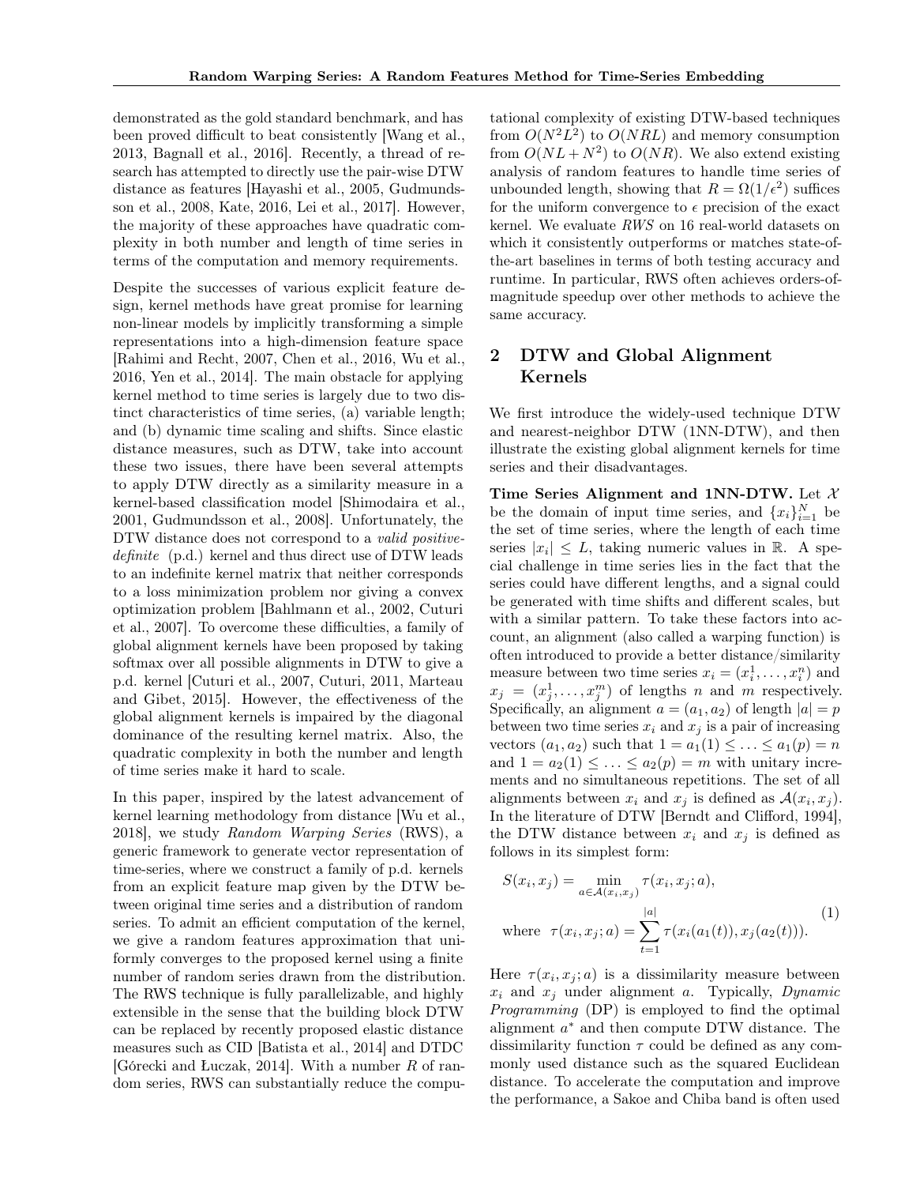demonstrated as the gold standard benchmark, and has been proved difficult to beat consistently [Wang et al., 2013, Bagnall et al., 2016]. Recently, a thread of research has attempted to directly use the pair-wise DTW distance as features [Hayashi et al., 2005, Gudmundsson et al., 2008, Kate, 2016, Lei et al., 2017]. However, the majority of these approaches have quadratic complexity in both number and length of time series in terms of the computation and memory requirements.

Despite the successes of various explicit feature design, kernel methods have great promise for learning non-linear models by implicitly transforming a simple representations into a high-dimension feature space [Rahimi and Recht, 2007, Chen et al., 2016, Wu et al., 2016, Yen et al., 2014]. The main obstacle for applying kernel method to time series is largely due to two distinct characteristics of time series, (a) variable length; and (b) dynamic time scaling and shifts. Since elastic distance measures, such as DTW, take into account these two issues, there have been several attempts to apply DTW directly as a similarity measure in a kernel-based classification model [Shimodaira et al., 2001, Gudmundsson et al., 2008]. Unfortunately, the DTW distance does not correspond to a *valid positive-definite* (p.d.) kernel and thus direct use of DTW leads to an indefinite kernel matrix that neither corresponds to a loss minimization problem nor giving a convex optimization problem [Bahlmann et al., 2002, Cuturi et al., 2007]. To overcome these difficulties, a family of global alignment kernels have been proposed by taking softmax over all possible alignments in DTW to give a p.d. kernel [Cuturi et al., 2007, Cuturi, 2011, Marteau and Gibet, 2015]. However, the effectiveness of the global alignment kernels is impaired by the diagonal dominance of the resulting kernel matrix. Also, the quadratic complexity in both the number and length of time series make it hard to scale.

In this paper, inspired by the latest advancement of kernel learning methodology from distance [Wu et al., 2018], we study *Random Warping Series* (RWS), a generic framework to generate vector representation of time-series, where we construct a family of p.d. kernels from an explicit feature map given by the DTW between original time series and a distribution of random series. To admit an efficient computation of the kernel, we give a random features approximation that uniformly converges to the proposed kernel using a finite number of random series drawn from the distribution. The RWS technique is fully parallelizable, and highly extensible in the sense that the building block DTW can be replaced by recently proposed elastic distance measures such as CID [Batista et al., 2014] and DTDC [Górecki and Łuczak, 2014]. With a number $R$ of random series, RWS can substantially reduce the computational complexity of existing DTW-based techniques from $O(N^2L^2)$ to $O(NRL)$ and memory consumption from $O(NL + N^2)$ to $O(NR)$. We also extend existing analysis of random features to handle time series of unbounded length, showing that $R = \Omega(1/\epsilon^2)$ suffices for the uniform convergence to $\epsilon$ precision of the exact kernel. We evaluate *RWS* on 16 real-world datasets on which it consistently outperforms or matches state-of-the-art baselines in terms of both testing accuracy and runtime. In particular, RWS often achieves orders-of-magnitude speedup over other methods to achieve the same accuracy.

## 2 DTW and Global Alignment Kernels

We first introduce the widely-used technique DTW and nearest-neighbor DTW (1NN-DTW), and then illustrate the existing global alignment kernels for time series and their disadvantages.

**Time Series Alignment and 1NN-DTW.** Let $\mathcal{X}$ be the domain of input time series, and $\{x_i\}_{i=1}^N$ be the set of time series, where the length of each time series $|x_i| \leq L$, taking numeric values in $\mathbb{R}$. A special challenge in time series lies in the fact that the series could have different lengths, and a signal could be generated with time shifts and different scales, but with a similar pattern. To take these factors into account, an alignment (also called a warping function) is often introduced to provide a better distance/similarity measure between two time series $x_i = (x_i^1, \ldots, x_i^n)$ and $x_j = (x_j^1, \ldots, x_j^m)$ of lengths $n$ and $m$ respectively. Specifically, an alignment $a = (a_1, a_2)$ of length $|a| = p$ between two time series $x_i$ and $x_j$ is a pair of increasing vectors $(a_1, a_2)$ such that $1 = a_1(1) \leq \ldots \leq a_1(p) = n$ and $1 = a_2(1) \leq \ldots \leq a_2(p) = m$ with unitary increments and no simultaneous repetitions. The set of all alignments between $x_i$ and $x_j$ is defined as $\mathcal{A}(x_i, x_j)$. In the literature of DTW [Berndt and Clifford, 1994], the DTW distance between $x_i$ and $x_j$ is defined as follows in its simplest form:

$$
\begin{aligned}
S(x_i, x_j) &= \min_{a \in \mathcal{A}(x_i, x_j)} \tau(x_i, x_j; a), \\
\text{where} \quad \tau(x_i, x_j; a) &= \sum_{t=1}^{|a|} \tau(x_i(a_1(t)), x_j(a_2(t))).
\end{aligned} \tag{1}
$$

Here $\tau(x_i, x_j; a)$ is a dissimilarity measure between $x_i$ and $x_j$ under alignment $a$. Typically, *Dynamic Programming* (DP) is employed to find the optimal alignment $a^*$ and then compute DTW distance. The dissimilarity function $\tau$ could be defined as any commonly used distance such as the squared Euclidean distance. To accelerate the computation and improve the performance, a Sakoe and Chiba band is often used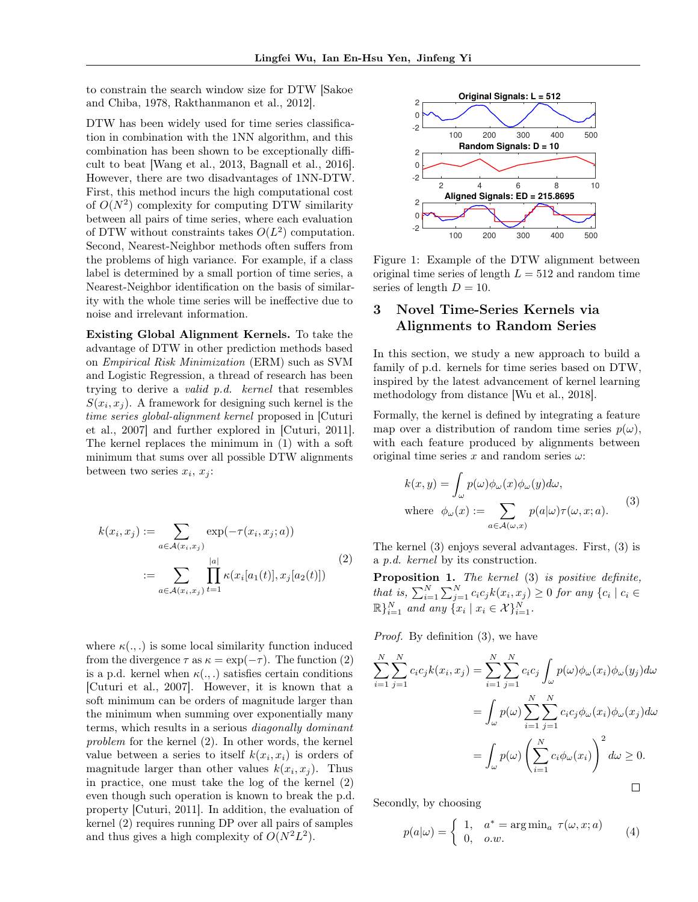to constrain the search window size for DTW [Sakoe and Chiba, 1978, Rakthanmanon et al., 2012].

DTW has been widely used for time series classification in combination with the 1NN algorithm, and this combination has been shown to be exceptionally difficult to beat [Wang et al., 2013, Bagnall et al., 2016]. However, there are two disadvantages of 1NN-DTW. First, this method incurs the high computational cost of $O(N^2)$ complexity for computing DTW similarity between all pairs of time series, where each evaluation of DTW without constraints takes $O(L^2)$ computation. Second, Nearest-Neighbor methods often suffers from the problems of high variance. For example, if a class label is determined by a small portion of time series, a Nearest-Neighbor identification on the basis of similarity with the whole time series will be ineffective due to noise and irrelevant information.

**Existing Global Alignment Kernels.** To take the advantage of DTW in other prediction methods based on *Empirical Risk Minimization* (ERM) such as SVM and Logistic Regression, a thread of research has been trying to derive a *valid p.d. kernel* that resembles $S(x_i, x_j)$. A framework for designing such kernel is the *time series global-alignment kernel* proposed in [Cuturi et al., 2007] and further explored in [Cuturi, 2011]. The kernel replaces the minimum in (1) with a soft minimum that sums over all possible DTW alignments between two series $x_i$, $x_j$:

$$
\begin{aligned}
k(x_i, x_j) &:= \sum_{a \in \mathcal{A}(x_i, x_j)} \exp(-\tau(x_i, x_j; a)) \\
&:= \sum_{a \in \mathcal{A}(x_i, x_j)} \prod_{t=1}^{|a|} \kappa(x_i[a_1(t)], x_j[a_2(t)])
\end{aligned}
\tag{2}
$$

where $\kappa(.,.)$ is some local similarity function induced from the divergence $\tau$ as $\kappa = \exp(-\tau)$. The function (2) is a p.d. kernel when $\kappa(.,.)$ satisfies certain conditions [Cuturi et al., 2007]. However, it is known that a soft minimum can be orders of magnitude larger than the minimum when summing over exponentially many terms, which results in a serious *diagonally dominant problem* for the kernel (2). In other words, the kernel value between a series to itself $k(x_i, x_i)$ is orders of magnitude larger than other values $k(x_i, x_j)$. Thus in practice, one must take the log of the kernel (2) even though such operation is known to break the p.d. property [Cuturi, 2011]. In addition, the evaluation of kernel (2) requires running DP over all pairs of samples and thus gives a high complexity of $O(N^2 L^2)$.

Figure 1: Example of the DTW alignment between original time series of length $L = 512$ and random time series of length $D = 10$.

# 3 Novel Time-Series Kernels via Alignments to Random Series

In this section, we study a new approach to build a family of p.d. kernels for time series based on DTW, inspired by the latest advancement of kernel learning methodology from distance [Wu et al., 2018].

Formally, the kernel is defined by integrating a feature map over a distribution of random time series $p(\omega)$, with each feature produced by alignments between original time series $x$ and random series $\omega$:

$$
\begin{aligned}
&k(x, y) = \int_{\omega} p(\omega) \phi_{\omega}(x) \phi_{\omega}(y) d\omega, \\
&\text{where} \;\; \phi_{\omega}(x) := \sum_{a \in \mathcal{A}(\omega, x)} p(a|\omega) \tau(\omega, x; a).
\end{aligned}
\tag{3}
$$

The kernel (3) enjoys several advantages. First, (3) is a *p.d. kernel* by its construction.

**Proposition 1.** *The kernel* (3) *is positive definite, that is,* $\sum_{i=1}^{N} \sum_{j=1}^{N} c_i c_j k(x_i, x_j) \geq 0$ *for any* $\{c_i \mid c_i \in \mathbb{R}\}_{i=1}^{N}$ *and any* $\{x_i \mid x_i \in \mathcal{X}\}_{i=1}^{N}$.

*Proof.* By definition (3), we have

$$
\begin{aligned}
\sum_{i=1}^{N} \sum_{j=1}^{N} c_i c_j k(x_i, x_j) &= \sum_{i=1}^{N} \sum_{j=1}^{N} c_i c_j \int_{\omega} p(\omega) \phi_{\omega}(x_i) \phi_{\omega}(y_j) d\omega \\
&= \int_{\omega} p(\omega) \sum_{i=1}^{N} \sum_{j=1}^{N} c_i c_j \phi_{\omega}(x_i) \phi_{\omega}(x_j) d\omega \\
&= \int_{\omega} p(\omega) \left( \sum_{i=1}^{N} c_i \phi_{\omega}(x_i) \right)^2 d\omega \geq 0.
\end{aligned}
$$

□

Secondly, by choosing

$$
p(a|\omega) = \begin{cases} 1, & a^* = \arg\min_a \; \tau(\omega, x; a) \\ 0, & o.w. \end{cases}
\tag{4}
$$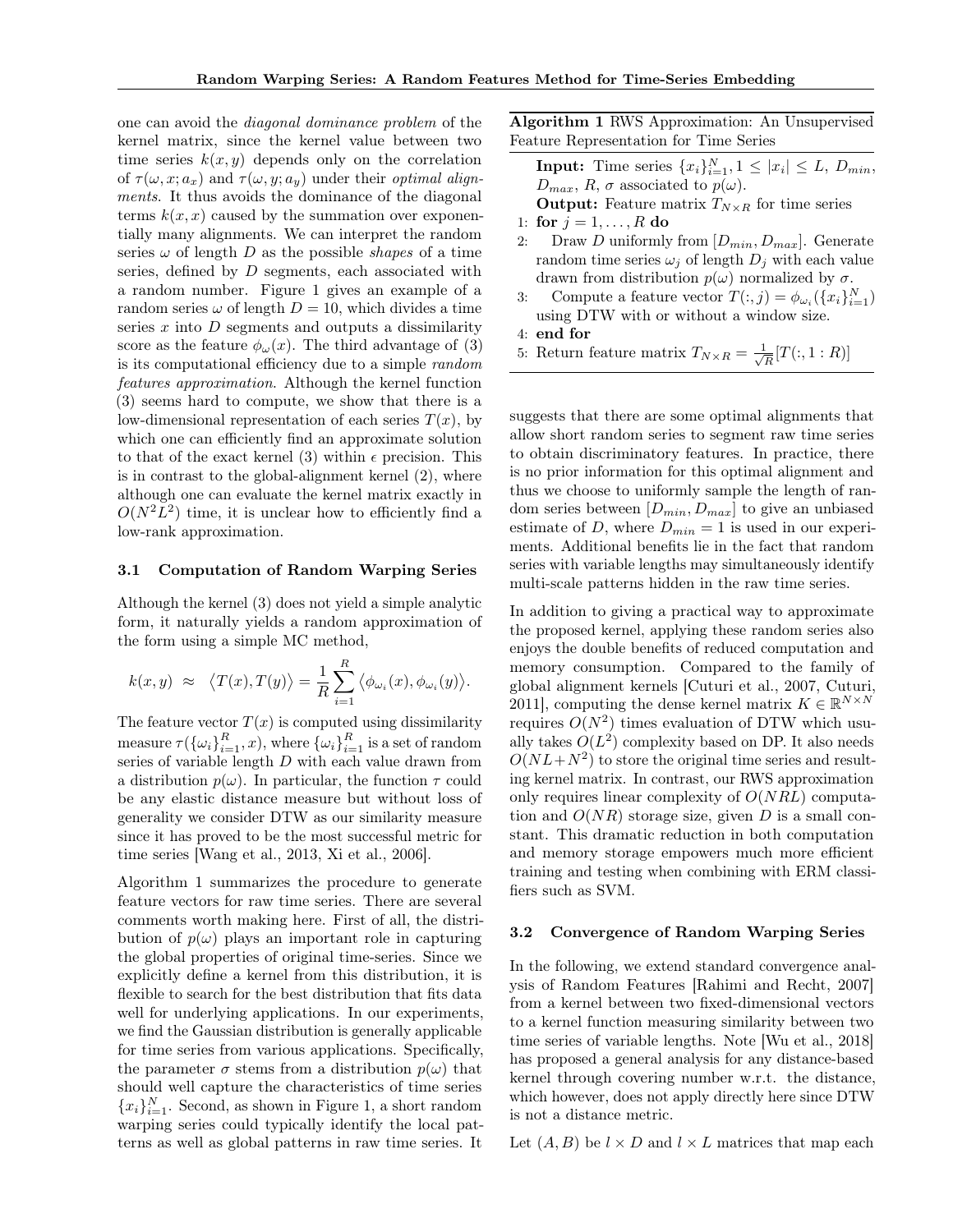one can avoid the *diagonal dominance problem* of the kernel matrix, since the kernel value between two time series $k(x, y)$ depends only on the correlation of $\tau(\omega, x; a_x)$ and $\tau(\omega, y; a_y)$ under their *optimal alignments*. It thus avoids the dominance of the diagonal terms $k(x, x)$ caused by the summation over exponentially many alignments. We can interpret the random series $\omega$ of length $D$ as the possible *shapes* of a time series, defined by $D$ segments, each associated with a random number. Figure 1 gives an example of a random series $\omega$ of length $D = 10$, which divides a time series $x$ into $D$ segments and outputs a dissimilarity score as the feature $\phi_\omega(x)$. The third advantage of (3) is its computational efficiency due to a simple *random features approximation*. Although the kernel function (3) seems hard to compute, we show that there is a low-dimensional representation of each series $T(x)$, by which one can efficiently find an approximate solution to that of the exact kernel (3) within $\epsilon$ precision. This is in contrast to the global-alignment kernel (2), where although one can evaluate the kernel matrix exactly in $O(N^2L^2)$ time, it is unclear how to efficiently find a low-rank approximation.

### 3.1 Computation of Random Warping Series

Although the kernel (3) does not yield a simple analytic form, it naturally yields a random approximation of the form using a simple MC method,

$$k(x, y) \approx \langle T(x), T(y) \rangle = \frac{1}{R} \sum_{i=1}^{R} \langle \phi_{\omega_i}(x), \phi_{\omega_i}(y) \rangle.$$

The feature vector $T(x)$ is computed using dissimilarity measure $\tau(\{\omega_i\}_{i=1}^R, x)$, where $\{\omega_i\}_{i=1}^R$ is a set of random series of variable length $D$ with each value drawn from a distribution $p(\omega)$. In particular, the function $\tau$ could be any elastic distance measure but without loss of generality we consider DTW as our similarity measure since it has proved to be the most successful metric for time series [Wang et al., 2013, Xi et al., 2006].

Algorithm 1 summarizes the procedure to generate feature vectors for raw time series. There are several comments worth making here. First of all, the distribution of $p(\omega)$ plays an important role in capturing the global properties of original time-series. Since we explicitly define a kernel from this distribution, it is flexible to search for the best distribution that fits data well for underlying applications. In our experiments, we find the Gaussian distribution is generally applicable for time series from various applications. Specifically, the parameter $\sigma$ stems from a distribution $p(\omega)$ that should well capture the characteristics of time series $\{x_i\}_{i=1}^N$. Second, as shown in Figure 1, a short random warping series could typically identify the local patterns as well as global patterns in raw time series. It suggests that there are some optimal alignments that allow short random series to segment raw time series to obtain discriminatory features. In practice, there is no prior information for this optimal alignment and thus we choose to uniformly sample the length of random series between $[D_{min}, D_{max}]$ to give an unbiased estimate of $D$, where $D_{min} = 1$ is used in our experiments. Additional benefits lie in the fact that random series with variable lengths may simultaneously identify multi-scale patterns hidden in the raw time series.

---

**Algorithm 1** RWS Approximation: An Unsupervised Feature Representation for Time Series

**Input:** Time series $\{x_i\}_{i=1}^N, 1 \le |x_i| \le L$, $D_{min}$, $D_{max}$, $R$, $\sigma$ associated to $p(\omega)$.
**Output:** Feature matrix $T_{N \times R}$ for time series

1: **for** $j = 1, \dots, R$ **do**
2: Draw $D$ uniformly from $[D_{min}, D_{max}]$. Generate random time series $\omega_j$ of length $D_j$ with each value drawn from distribution $p(\omega)$ normalized by $\sigma$.
3: Compute a feature vector $T(:, j) = \phi_{\omega_i}(\{x_i\}_{i=1}^N)$ using DTW with or without a window size.
4: **end for**
5: Return feature matrix $T_{N \times R} = \frac{1}{\sqrt{R}}[T(:, 1:R)]$

---

In addition to giving a practical way to approximate the proposed kernel, applying these random series also enjoys the double benefits of reduced computation and memory consumption. Compared to the family of global alignment kernels [Cuturi et al., 2007, Cuturi, 2011], computing the dense kernel matrix $K \in \mathbb{R}^{N \times N}$ requires $O(N^2)$ times evaluation of DTW which usually takes $O(L^2)$ complexity based on DP. It also needs $O(NL + N^2)$ to store the original time series and resulting kernel matrix. In contrast, our RWS approximation only requires linear complexity of $O(NRL)$ computation and $O(NR)$ storage size, given $D$ is a small constant. This dramatic reduction in both computation and memory storage empowers much more efficient training and testing when combining with ERM classifiers such as SVM.

### 3.2 Convergence of Random Warping Series

In the following, we extend standard convergence analysis of Random Features [Rahimi and Recht, 2007] from a kernel between two fixed-dimensional vectors to a kernel function measuring similarity between two time series of variable lengths. Note [Wu et al., 2018] has proposed a general analysis for any distance-based kernel through covering number w.r.t. the distance, which however, does not apply directly here since DTW is not a distance metric.

Let $(A, B)$ be $l \times D$ and $l \times L$ matrices that map each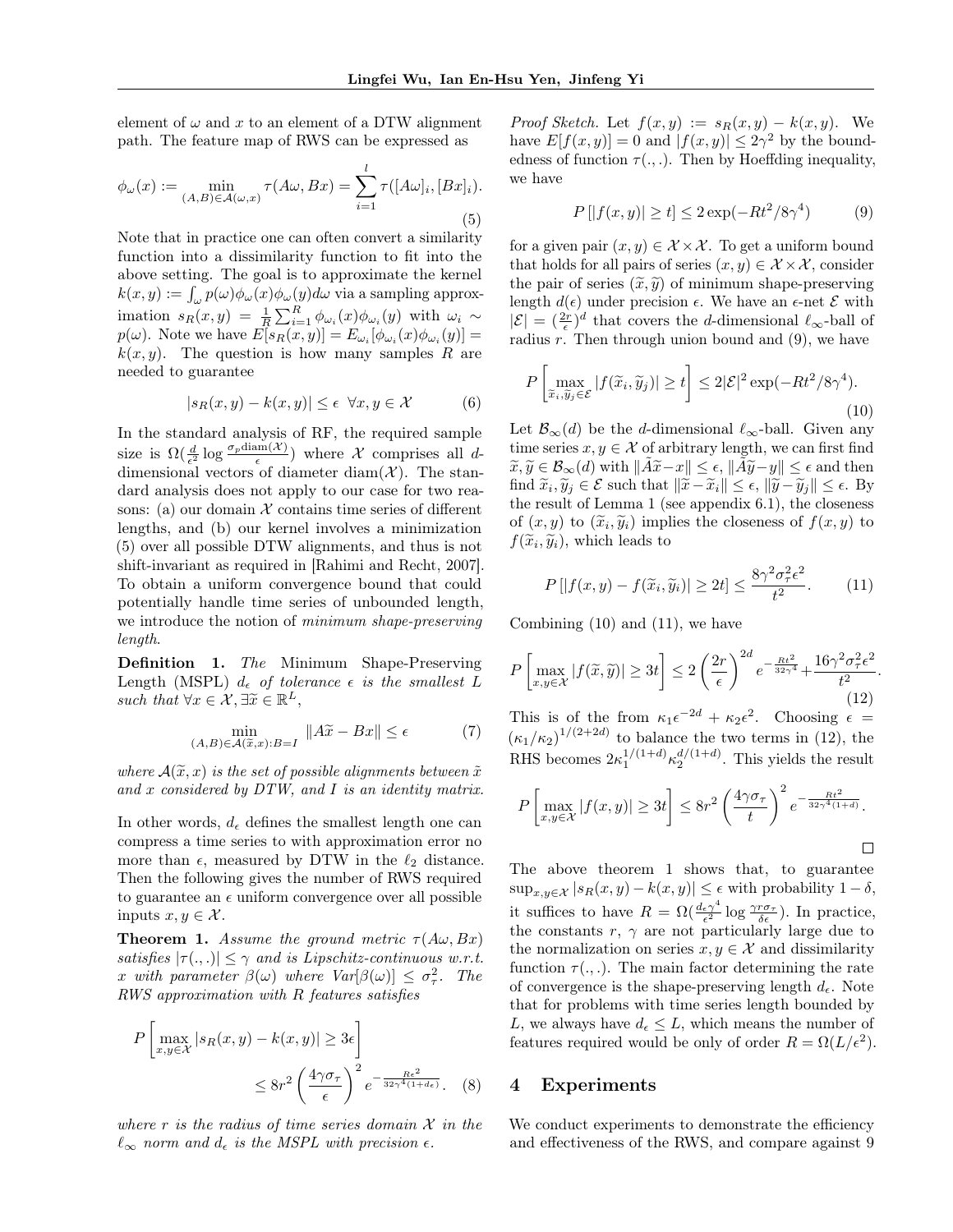element of $\omega$ and $x$ to an element of a DTW alignment path. The feature map of RWS can be expressed as

$$\phi_\omega(x) := \min_{(A,B)\in\mathcal{A}(\omega,x)} \tau(A\omega, Bx) = \sum_{i=1}^{l} \tau([A\omega]_i, [Bx]_i). \tag{5}$$

Note that in practice one can often convert a similarity function into a dissimilarity function to fit into the above setting. The goal is to approximate the kernel $k(x,y) := \int_\omega p(\omega)\phi_\omega(x)\phi_\omega(y)d\omega$ via a sampling approximation $s_R(x,y) = \frac{1}{R}\sum_{i=1}^{R}\phi_{\omega_i}(x)\phi_{\omega_i}(y)$ with $\omega_i \sim p(\omega)$. Note we have $E[s_R(x,y)] = E_{\omega_i}[\phi_{\omega_i}(x)\phi_{\omega_i}(y)] = k(x,y)$. The question is how many samples $R$ are needed to guarantee

$$|s_R(x,y) - k(x,y)| \le \epsilon \ \ \forall x,y \in \mathcal{X} \tag{6}$$

In the standard analysis of RF, the required sample size is $\Omega(\frac{d}{\epsilon^2}\log\frac{\sigma_p \text{diam}(\mathcal{X})}{\epsilon})$ where $\mathcal{X}$ comprises all $d$-dimensional vectors of diameter $\text{diam}(\mathcal{X})$. The standard analysis does not apply to our case for two reasons: (a) our domain $\mathcal{X}$ contains time series of different lengths, and (b) our kernel involves a minimization (5) over all possible DTW alignments, and thus is not shift-invariant as required in [Rahimi and Recht, 2007]. To obtain a uniform convergence bound that could potentially handle time series of unbounded length, we introduce the notion of *minimum shape-preserving length*.

**Definition 1.** *The* Minimum Shape-Preserving Length (MSPL) $d_\epsilon$ *of tolerance* $\epsilon$ *is the smallest* $L$ *such that* $\forall x \in \mathcal{X}, \exists \widetilde{x} \in \mathbb{R}^L$,

$$\min_{(A,B)\in\mathcal{A}(\widetilde{x},x):B=I} \|A\widetilde{x} - Bx\| \le \epsilon \tag{7}$$

*where* $\mathcal{A}(\widetilde{x},x)$ *is the set of possible alignments between* $\tilde{x}$ *and* $x$ *considered by DTW, and* $I$ *is an identity matrix.*

In other words, $d_\epsilon$ defines the smallest length one can compress a time series to with approximation error no more than $\epsilon$, measured by DTW in the $\ell_2$ distance. Then the following gives the number of RWS required to guarantee an $\epsilon$ uniform convergence over all possible inputs $x,y \in \mathcal{X}$.

**Theorem 1.** *Assume the ground metric* $\tau(A\omega, Bx)$ *satisfies* $|\tau(.,.)| \le \gamma$ *and is Lipschitz-continuous w.r.t.* $x$ *with parameter* $\beta(\omega)$ *where* $Var[\beta(\omega)] \le \sigma_\tau^2$. *The RWS approximation with* $R$ *features satisfies*

$$P\left[\max_{x,y\in\mathcal{X}} |s_R(x,y) - k(x,y)| \ge 3\epsilon\right] \le 8r^2\left(\frac{4\gamma\sigma_\tau}{\epsilon}\right)^2 e^{-\frac{R\epsilon^2}{32\gamma^4(1+d_\epsilon)}}. \tag{8}$$

*where* $r$ *is the radius of time series domain* $\mathcal{X}$ *in the* $\ell_\infty$ *norm and* $d_\epsilon$ *is the MSPL with precision* $\epsilon$.

*Proof Sketch.* Let $f(x,y) := s_R(x,y) - k(x,y)$. We have $E[f(x,y)] = 0$ and $|f(x,y)| \le 2\gamma^2$ by the boundedness of function $\tau(.,.)$. Then by Hoeffding inequality, we have

$$P\left[|f(x,y)| \ge t\right] \le 2\exp(-Rt^2/8\gamma^4) \tag{9}$$

for a given pair $(x,y) \in \mathcal{X}\times\mathcal{X}$. To get a uniform bound that holds for all pairs of series $(x,y) \in \mathcal{X}\times\mathcal{X}$, consider the pair of series $(\widetilde{x},\widetilde{y})$ of minimum shape-preserving length $d(\epsilon)$ under precision $\epsilon$. We have an $\epsilon$-net $\mathcal{E}$ with $|\mathcal{E}| = (\frac{2r}{\epsilon})^d$ that covers the $d$-dimensional $\ell_\infty$-ball of radius $r$. Then through union bound and (9), we have

$$P\left[\max_{\widetilde{x}_i,\widetilde{y}_j\in\mathcal{E}} |f(\widetilde{x}_i,\widetilde{y}_j)| \ge t\right] \le 2|\mathcal{E}|^2\exp(-Rt^2/8\gamma^4). \tag{10}$$

Let $\mathcal{B}_\infty(d)$ be the $d$-dimensional $\ell_\infty$-ball. Given any time series $x,y \in \mathcal{X}$ of arbitrary length, we can first find $\widetilde{x},\widetilde{y} \in \mathcal{B}_\infty(d)$ with $\|\tilde{A}\widetilde{x} - x\| \le \epsilon$, $\|\tilde{A}\widetilde{y} - y\| \le \epsilon$ and then find $\widetilde{x}_i,\widetilde{y}_j \in \mathcal{E}$ such that $\|\widetilde{x} - \widetilde{x}_i\| \le \epsilon$, $\|\widetilde{y} - \widetilde{y}_j\| \le \epsilon$. By the result of Lemma 1 (see appendix 6.1), the closeness of $(x,y)$ to $(\widetilde{x}_i,\widetilde{y}_i)$ implies the closeness of $f(x,y)$ to $f(\widetilde{x}_i,\widetilde{y}_i)$, which leads to

$$P\left[|f(x,y) - f(\widetilde{x}_i,\widetilde{y}_i)| \ge 2t\right] \le \frac{8\gamma^2\sigma_\tau^2\epsilon^2}{t^2}. \tag{11}$$

Combining (10) and (11), we have

$$P\left[\max_{x,y\in\mathcal{X}} |f(\widetilde{x},\widetilde{y})| \ge 3t\right] \le 2\left(\frac{2r}{\epsilon}\right)^{2d} e^{-\frac{Rt^2}{32\gamma^4}} + \frac{16\gamma^2\sigma_\tau^2\epsilon^2}{t^2}. \tag{12}$$

This is of the from $\kappa_1\epsilon^{-2d} + \kappa_2\epsilon^2$. Choosing $\epsilon = (\kappa_1/\kappa_2)^{1/(2+2d)}$ to balance the two terms in (12), the RHS becomes $2\kappa_1^{1/(1+d)}\kappa_2^{d/(1+d)}$. This yields the result

$$P\left[\max_{x,y\in\mathcal{X}} |f(x,y)| \ge 3t\right] \le 8r^2\left(\frac{4\gamma\sigma_\tau}{t}\right)^2 e^{-\frac{Rt^2}{32\gamma^4(1+d)}}.$$

□

The above theorem 1 shows that, to guarantee $\sup_{x,y\in\mathcal{X}} |s_R(x,y) - k(x,y)| \le \epsilon$ with probability $1-\delta$, it suffices to have $R = \Omega(\frac{d_\epsilon\gamma^4}{\epsilon^2}\log\frac{\gamma r\sigma_\tau}{\delta\epsilon})$. In practice, the constants $r$, $\gamma$ are not particularly large due to the normalization on series $x,y \in \mathcal{X}$ and dissimilarity function $\tau(.,.)$. The main factor determining the rate of convergence is the shape-preserving length $d_\epsilon$. Note that for problems with time series length bounded by $L$, we always have $d_\epsilon \le L$, which means the number of features required would be only of order $R = \Omega(L/\epsilon^2)$.

## 4 Experiments

We conduct experiments to demonstrate the efficiency and effectiveness of the RWS, and compare against 9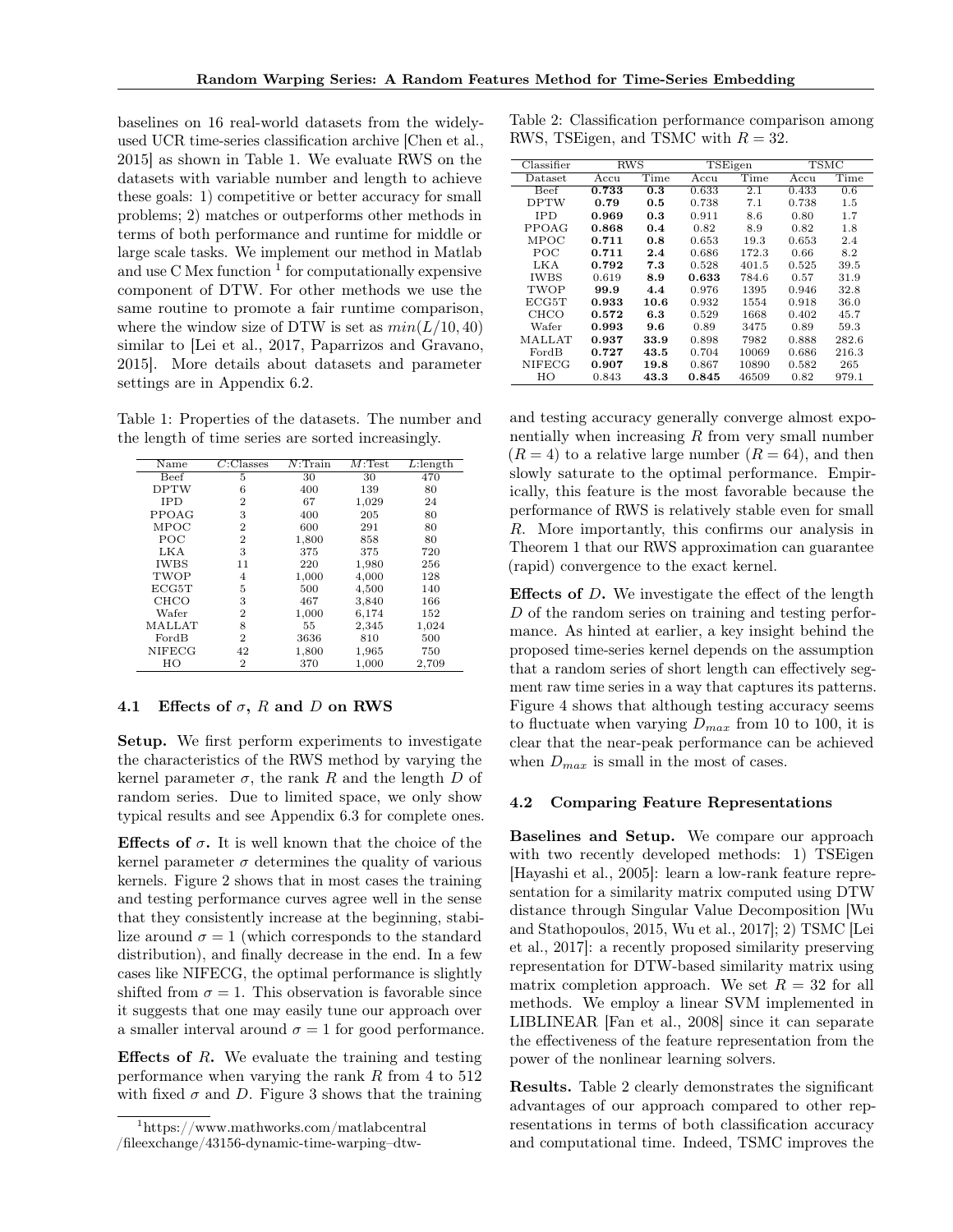baselines on 16 real-world datasets from the widely-used UCR time-series classification archive [Chen et al., 2015] as shown in Table 1. We evaluate RWS on the datasets with variable number and length to achieve these goals: 1) competitive or better accuracy for small problems; 2) matches or outperforms other methods in terms of both performance and runtime for middle or large scale tasks. We implement our method in Matlab and use C Mex function [1] for computationally expensive component of DTW. For other methods we use the same routine to promote a fair runtime comparison, where the window size of DTW is set as $min(L/10, 40)$ similar to [Lei et al., 2017, Paparrizos and Gravano, 2015]. More details about datasets and parameter settings are in Appendix 6.2.

Table 1: Properties of the datasets. The number and the length of time series are sorted increasingly.

| Name | $C$:Classes | $N$:Train | $M$:Test | $L$:length |
|---|---|---|---|---|
| Beef | 5 | 30 | 30 | 470 |
| DPTW | 6 | 400 | 139 | 80 |
| IPD | 2 | 67 | 1,029 | 24 |
| PPOAG | 3 | 400 | 205 | 80 |
| MPOC | 2 | 600 | 291 | 80 |
| POC | 2 | 1,800 | 858 | 80 |
| LKA | 3 | 375 | 375 | 720 |
| IWBS | 11 | 220 | 1,980 | 256 |
| TWOP | 4 | 1,000 | 4,000 | 128 |
| ECG5T | 5 | 500 | 4,500 | 140 |
| CHCO | 3 | 467 | 3,840 | 166 |
| Wafer | 2 | 1,000 | 6,174 | 152 |
| MALLAT | 8 | 55 | 2,345 | 1,024 |
| FordB | 2 | 3636 | 810 | 500 |
| NIFECG | 42 | 1,800 | 1,965 | 750 |
| HO | 2 | 370 | 1,000 | 2,709 |

### 4.1 Effects of $\sigma$, $R$ and $D$ on RWS

**Setup.** We first perform experiments to investigate the characteristics of the RWS method by varying the kernel parameter $\sigma$, the rank $R$ and the length $D$ of random series. Due to limited space, we only show typical results and see Appendix 6.3 for complete ones.

**Effects of $\sigma$.** It is well known that the choice of the kernel parameter $\sigma$ determines the quality of various kernels. Figure 2 shows that in most cases the training and testing performance curves agree well in the sense that they consistently increase at the beginning, stabilize around $\sigma = 1$ (which corresponds to the standard distribution), and finally decrease in the end. In a few cases like NIFECG, the optimal performance is slightly shifted from $\sigma = 1$. This observation is favorable since it suggests that one may easily tune our approach over a smaller interval around $\sigma = 1$ for good performance.

**Effects of $R$.** We evaluate the training and testing performance when varying the rank $R$ from 4 to 512 with fixed $\sigma$ and $D$. Figure 3 shows that the training and testing accuracy generally converge almost exponentially when increasing $R$ from very small number ($R = 4$) to a relative large number ($R = 64$), and then slowly saturate to the optimal performance. Empirically, this feature is the most favorable because the performance of RWS is relatively stable even for small $R$. More importantly, this confirms our analysis in Theorem 1 that our RWS approximation can guarantee (rapid) convergence to the exact kernel.

**Effects of $D$.** We investigate the effect of the length $D$ of the random series on training and testing performance. As hinted at earlier, a key insight behind the proposed time-series kernel depends on the assumption that a random series of short length can effectively segment raw time series in a way that captures its patterns. Figure 4 shows that although testing accuracy seems to fluctuate when varying $D_{max}$ from 10 to 100, it is clear that the near-peak performance can be achieved when $D_{max}$ is small in the most of cases.

[1] https://www.mathworks.com/matlabcentral /fileexchange/43156-dynamic-time-warping–dtw-

Table 2: Classification performance comparison among RWS, TSEigen, and TSMC with $R = 32$.

| Classifier | RWS | | TSEigen | | TSMC | |
|---|---|---|---|---|---|---|
| Dataset | Accu | Time | Accu | Time | Accu | Time |
| Beef | **0.733** | **0.3** | 0.633 | 2.1 | 0.433 | 0.6 |
| DPTW | **0.79** | **0.5** | 0.738 | 7.1 | 0.738 | 1.5 |
| IPD | **0.969** | **0.3** | 0.911 | 8.6 | 0.80 | 1.7 |
| PPOAG | **0.868** | **0.4** | 0.82 | 8.9 | 0.82 | 1.8 |
| MPOC | **0.711** | **0.8** | 0.653 | 19.3 | 0.653 | 2.4 |
| POC | **0.711** | **2.4** | 0.686 | 172.3 | 0.66 | 8.2 |
| LKA | **0.792** | **7.3** | 0.528 | 401.5 | 0.525 | 39.5 |
| IWBS | 0.619 | **8.9** | **0.633** | 784.6 | 0.57 | 31.9 |
| TWOP | **99.9** | **4.4** | 0.976 | 1395 | 0.946 | 32.8 |
| ECG5T | **0.933** | **10.6** | 0.932 | 1554 | 0.918 | 36.0 |
| CHCO | **0.572** | **6.3** | 0.529 | 1668 | 0.402 | 45.7 |
| Wafer | **0.993** | **9.6** | 0.89 | 3475 | 0.89 | 59.3 |
| MALLAT | **0.937** | **33.9** | 0.898 | 7982 | 0.888 | 282.6 |
| FordB | **0.727** | **43.5** | 0.704 | 10069 | 0.686 | 216.3 |
| NIFECG | **0.907** | **19.8** | 0.867 | 10890 | 0.582 | 265 |
| HO | 0.843 | **43.3** | **0.845** | 46509 | 0.82 | 979.1 |

### 4.2 Comparing Feature Representations

**Baselines and Setup.** We compare our approach with two recently developed methods: 1) TSEigen [Hayashi et al., 2005]: learn a low-rank feature representation for a similarity matrix computed using DTW distance through Singular Value Decomposition [Wu and Stathopoulos, 2015, Wu et al., 2017]; 2) TSMC [Lei et al., 2017]: a recently proposed similarity preserving representation for DTW-based similarity matrix using matrix completion approach. We set $R = 32$ for all methods. We employ a linear SVM implemented in LIBLINEAR [Fan et al., 2008] since it can separate the effectiveness of the feature representation from the power of the nonlinear learning solvers.

**Results.** Table 2 clearly demonstrates the significant advantages of our approach compared to other representations in terms of both classification accuracy and computational time. Indeed, TSMC improves the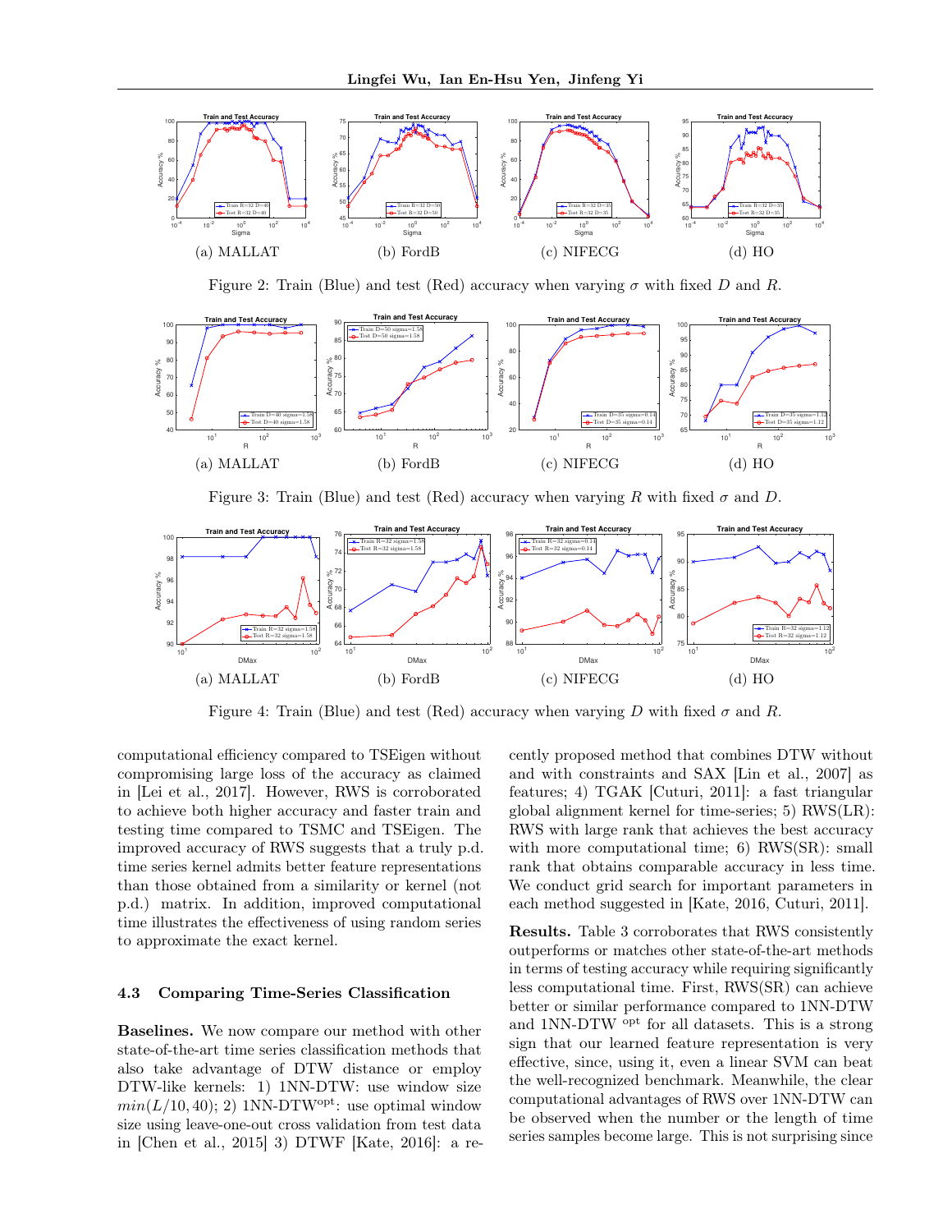(a) MALLAT (b) FordB (c) NIFECG (d) HO

Figure 2: Train (Blue) and test (Red) accuracy when varying $\sigma$ with fixed $D$ and $R$.

(a) MALLAT (b) FordB (c) NIFECG (d) HO

Figure 3: Train (Blue) and test (Red) accuracy when varying $R$ with fixed $\sigma$ and $D$.

(a) MALLAT (b) FordB (c) NIFECG (d) HO

Figure 4: Train (Blue) and test (Red) accuracy when varying $D$ with fixed $\sigma$ and $R$.

computational efficiency compared to TSEigen without compromising large loss of the accuracy as claimed in [Lei et al., 2017]. However, RWS is corroborated to achieve both higher accuracy and faster train and testing time compared to TSMC and TSEigen. The improved accuracy of RWS suggests that a truly p.d. time series kernel admits better feature representations than those obtained from a similarity or kernel (not p.d.) matrix. In addition, improved computational time illustrates the effectiveness of using random series to approximate the exact kernel.

### 4.3 Comparing Time-Series Classification

**Baselines.** We now compare our method with other state-of-the-art time series classification methods that also take advantage of DTW distance or employ DTW-like kernels: 1) 1NN-DTW: use window size $min(L/10, 40)$; 2) 1NN-DTW$^{\text{opt}}$: use optimal window size using leave-one-out cross validation from test data in [Chen et al., 2015] 3) DTWF [Kate, 2016]: a recently proposed method that combines DTW without and with constraints and SAX [Lin et al., 2007] as features; 4) TGAK [Cuturi, 2011]: a fast triangular global alignment kernel for time-series; 5) RWS(LR): RWS with large rank that achieves the best accuracy with more computational time; 6) RWS(SR): small rank that obtains comparable accuracy in less time. We conduct grid search for important parameters in each method suggested in [Kate, 2016, Cuturi, 2011].

**Results.** Table 3 corroborates that RWS consistently outperforms or matches other state-of-the-art methods in terms of testing accuracy while requiring significantly less computational time. First, RWS(SR) can achieve better or similar performance compared to 1NN-DTW and 1NN-DTW $^{\text{opt}}$ for all datasets. This is a strong sign that our learned feature representation is very effective, since, using it, even a linear SVM can beat the well-recognized benchmark. Meanwhile, the clear computational advantages of RWS over 1NN-DTW can be observed when the number or the length of time series samples become large. This is not surprising since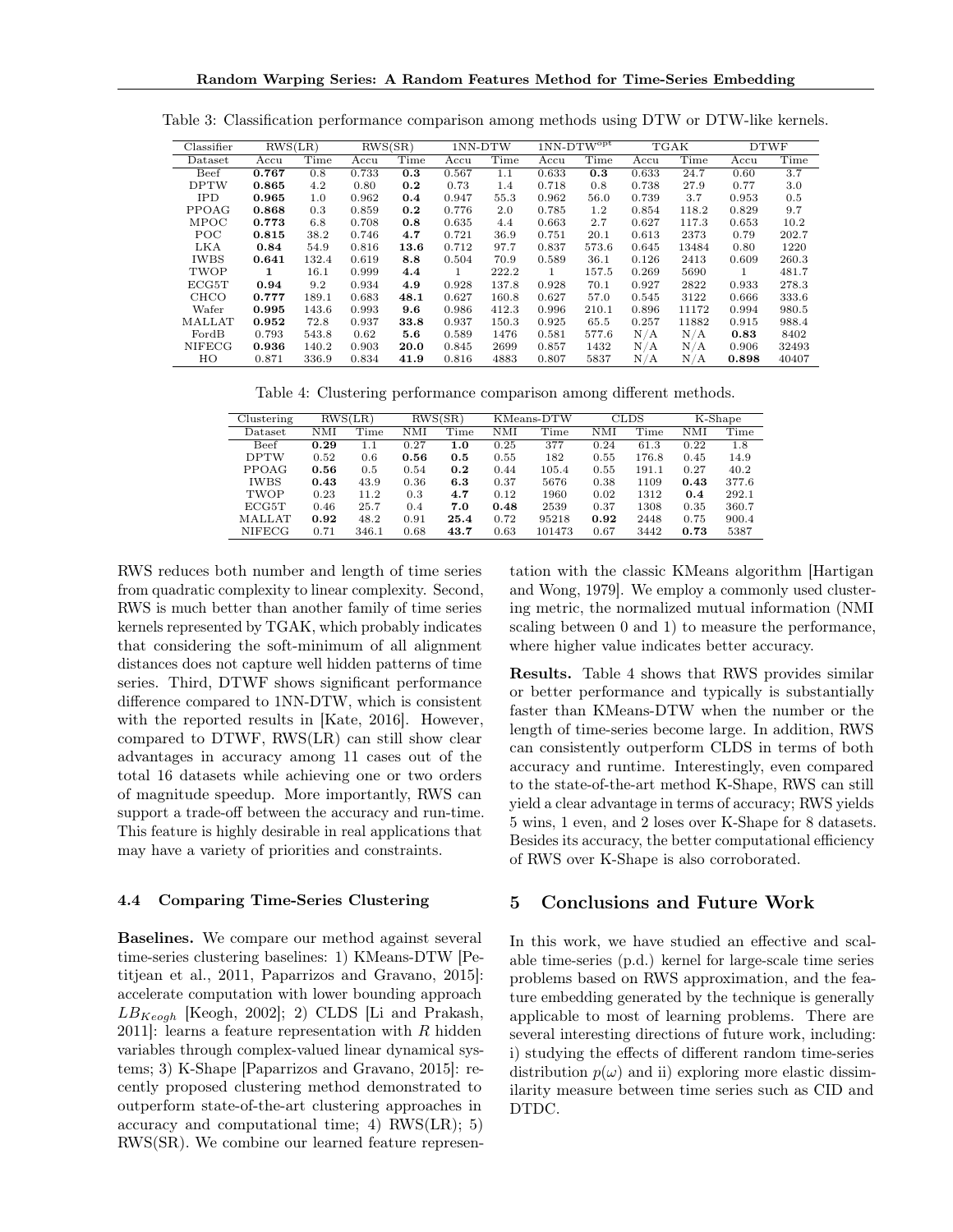Table 3: Classification performance comparison among methods using DTW or DTW-like kernels.

| Classifier | RWS(LR) | | RWS(SR) | | 1NN-DTW | | 1NN-DTW$^{opt}$ | | TGAK | | DTWF | |
|---|---|---|---|---|---|---|---|---|---|---|---|---|
| Dataset | Accu | Time | Accu | Time | Accu | Time | Accu | Time | Accu | Time | Accu | Time |
| Beef | **0.767** | 0.8 | 0.733 | **0.3** | 0.567 | 1.1 | 0.633 | **0.3** | 0.633 | 24.7 | 0.60 | 3.7 |
| DPTW | **0.865** | 4.2 | 0.80 | **0.2** | 0.73 | 1.4 | 0.718 | 0.8 | 0.738 | 27.9 | 0.77 | 3.0 |
| IPD | **0.965** | 1.0 | 0.962 | **0.4** | 0.947 | 55.3 | 0.962 | 56.0 | 0.739 | 3.7 | 0.953 | 0.5 |
| PPOAG | **0.868** | 0.3 | 0.859 | **0.2** | 0.776 | 2.0 | 0.785 | 1.2 | 0.854 | 118.2 | 0.829 | 9.7 |
| MPOC | **0.773** | 6.8 | 0.708 | **0.8** | 0.635 | 4.4 | 0.663 | 2.7 | 0.627 | 117.3 | 0.653 | 10.2 |
| POC | **0.815** | 38.2 | 0.746 | **4.7** | 0.721 | 36.9 | 0.751 | 20.1 | 0.613 | 2373 | 0.79 | 202.7 |
| LKA | **0.84** | 54.9 | 0.816 | **13.6** | 0.712 | 97.7 | 0.837 | 573.6 | 0.645 | 13484 | 0.80 | 1220 |
| IWBS | **0.641** | 132.4 | 0.619 | **8.8** | 0.504 | 70.9 | 0.589 | 36.1 | 0.126 | 2413 | 0.609 | 260.3 |
| TWOP | **1** | 16.1 | 0.999 | **4.4** | 1 | 222.2 | 1 | 157.5 | 0.269 | 5690 | 1 | 481.7 |
| ECG5T | **0.94** | 9.2 | 0.934 | **4.9** | 0.928 | 137.8 | 0.928 | 70.1 | 0.927 | 2822 | 0.933 | 278.3 |
| CHCO | **0.777** | 189.1 | 0.683 | **48.1** | 0.627 | 160.8 | 0.627 | 57.0 | 0.545 | 3122 | 0.666 | 333.6 |
| Wafer | **0.995** | 143.6 | 0.993 | **9.6** | 0.986 | 412.3 | 0.996 | 210.1 | 0.896 | 11172 | 0.994 | 980.5 |
| MALLAT | **0.952** | 72.8 | 0.937 | **33.8** | 0.937 | 150.3 | 0.925 | 65.5 | 0.257 | 11882 | 0.915 | 988.4 |
| FordB | 0.793 | 543.8 | 0.62 | **5.6** | 0.589 | 1476 | 0.581 | 577.6 | N/A | N/A | **0.83** | 8402 |
| NIFECG | **0.936** | 140.2 | 0.903 | **20.0** | 0.845 | 2699 | 0.857 | 1432 | N/A | N/A | 0.906 | 32493 |
| HO | 0.871 | 336.9 | 0.834 | **41.9** | 0.816 | 4883 | 0.807 | 5837 | N/A | N/A | **0.898** | 40407 |

Table 4: Clustering performance comparison among different methods.

| Clustering | RWS(LR) | | RWS(SR) | | KMeans-DTW | | CLDS | | K-Shape | |
|---|---|---|---|---|---|---|---|---|---|---|
| Dataset | NMI | Time | NMI | Time | NMI | Time | NMI | Time | NMI | Time |
| Beef | **0.29** | 1.1 | 0.27 | **1.0** | 0.25 | 377 | 0.24 | 61.3 | 0.22 | 1.8 |
| DPTW | 0.52 | 0.6 | **0.56** | **0.5** | 0.55 | 182 | 0.55 | 176.8 | 0.45 | 14.9 |
| PPOAG | **0.56** | 0.5 | 0.54 | **0.2** | 0.44 | 105.4 | 0.55 | 191.1 | 0.27 | 40.2 |
| IWBS | **0.43** | 43.9 | 0.36 | **6.3** | 0.37 | 5676 | 0.38 | 1109 | **0.43** | 377.6 |
| TWOP | 0.23 | 11.2 | 0.3 | **4.7** | 0.12 | 1960 | 0.02 | 1312 | **0.4** | 292.1 |
| ECG5T | 0.46 | 25.7 | 0.4 | **7.0** | **0.48** | 2539 | 0.37 | 1308 | 0.35 | 360.7 |
| MALLAT | **0.92** | 48.2 | 0.91 | **25.4** | 0.72 | 95218 | **0.92** | 2448 | 0.75 | 900.4 |
| NIFECG | 0.71 | 346.1 | 0.68 | **43.7** | 0.63 | 101473 | 0.67 | 3442 | **0.73** | 5387 |

RWS reduces both number and length of time series from quadratic complexity to linear complexity. Second, RWS is much better than another family of time series kernels represented by TGAK, which probably indicates that considering the soft-minimum of all alignment distances does not capture well hidden patterns of time series. Third, DTWF shows significant performance difference compared to 1NN-DTW, which is consistent with the reported results in [Kate, 2016]. However, compared to DTWF, RWS(LR) can still show clear advantages in accuracy among 11 cases out of the total 16 datasets while achieving one or two orders of magnitude speedup. More importantly, RWS can support a trade-off between the accuracy and run-time. This feature is highly desirable in real applications that may have a variety of priorities and constraints.

### 4.4 Comparing Time-Series Clustering

**Baselines.** We compare our method against several time-series clustering baselines: 1) KMeans-DTW [Petitjean et al., 2011, Paparrizos and Gravano, 2015]: accelerate computation with lower bounding approach $LB_{Keogh}$ [Keogh, 2002]; 2) CLDS [Li and Prakash, 2011]: learns a feature representation with $R$ hidden variables through complex-valued linear dynamical systems; 3) K-Shape [Paparrizos and Gravano, 2015]: recently proposed clustering method demonstrated to outperform state-of-the-art clustering approaches in accuracy and computational time; 4) RWS(LR); 5) RWS(SR). We combine our learned feature representation with the classic KMeans algorithm [Hartigan and Wong, 1979]. We employ a commonly used clustering metric, the normalized mutual information (NMI scaling between 0 and 1) to measure the performance, where higher value indicates better accuracy.

**Results.** Table 4 shows that RWS provides similar or better performance and typically is substantially faster than KMeans-DTW when the number or the length of time-series become large. In addition, RWS can consistently outperform CLDS in terms of both accuracy and runtime. Interestingly, even compared to the state-of-the-art method K-Shape, RWS can still yield a clear advantage in terms of accuracy; RWS yields 5 wins, 1 even, and 2 loses over K-Shape for 8 datasets. Besides its accuracy, the better computational efficiency of RWS over K-Shape is also corroborated.

## 5 Conclusions and Future Work

In this work, we have studied an effective and scalable time-series (p.d.) kernel for large-scale time series problems based on RWS approximation, and the feature embedding generated by the technique is generally applicable to most of learning problems. There are several interesting directions of future work, including: i) studying the effects of different random time-series distribution $p(\omega)$ and ii) exploring more elastic dissimilarity measure between time series such as CID and DTDC.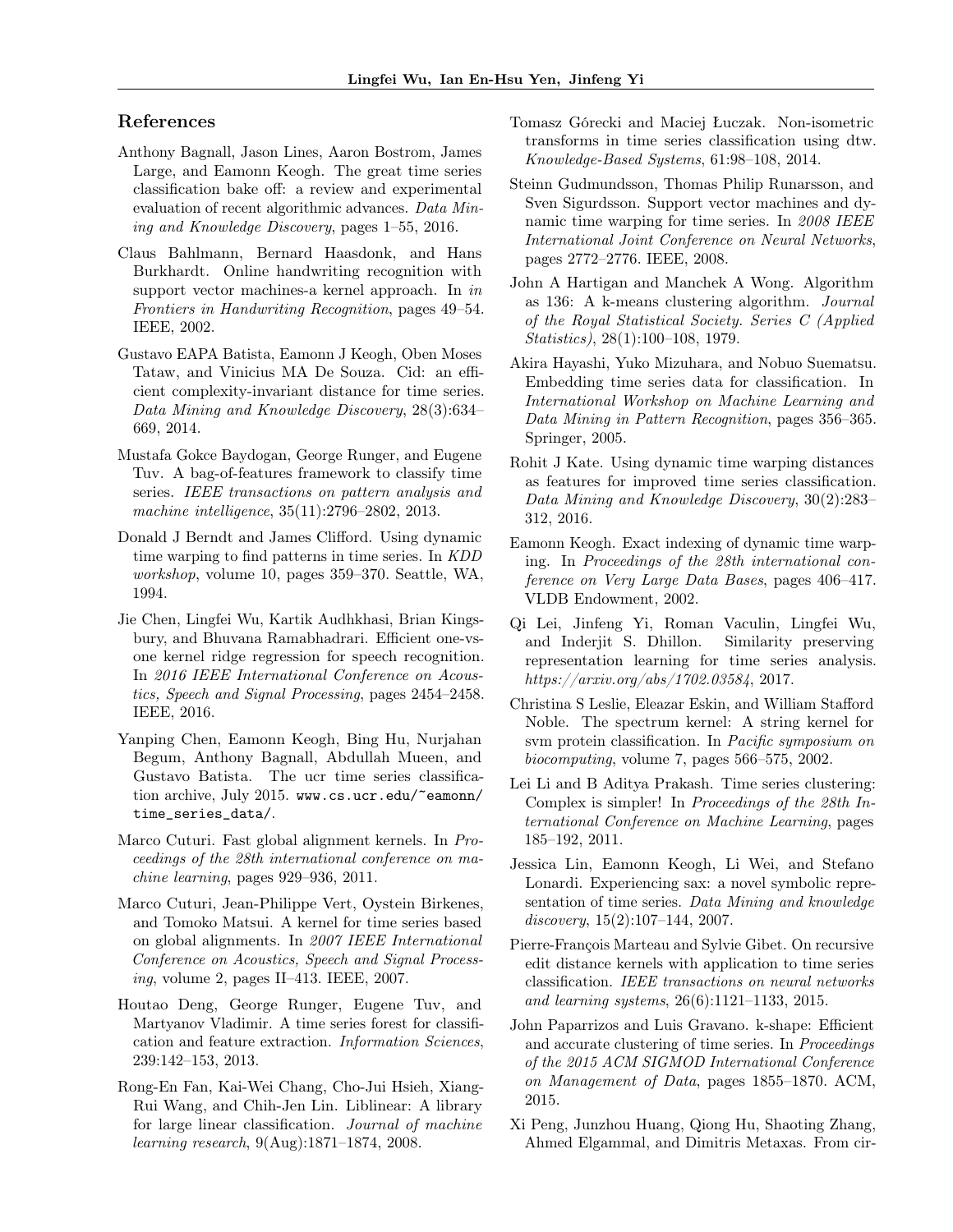## References

Anthony Bagnall, Jason Lines, Aaron Bostrom, James Large, and Eamonn Keogh. The great time series classification bake off: a review and experimental evaluation of recent algorithmic advances. *Data Mining and Knowledge Discovery*, pages 1–55, 2016.

Claus Bahlmann, Bernard Haasdonk, and Hans Burkhardt. Online handwriting recognition with support vector machines-a kernel approach. In *in Frontiers in Handwriting Recognition*, pages 49–54. IEEE, 2002.

Gustavo EAPA Batista, Eamonn J Keogh, Oben Moses Tataw, and Vinicius MA De Souza. Cid: an efficient complexity-invariant distance for time series. *Data Mining and Knowledge Discovery*, 28(3):634–669, 2014.

Mustafa Gokce Baydogan, George Runger, and Eugene Tuv. A bag-of-features framework to classify time series. *IEEE transactions on pattern analysis and machine intelligence*, 35(11):2796–2802, 2013.

Donald J Berndt and James Clifford. Using dynamic time warping to find patterns in time series. In *KDD workshop*, volume 10, pages 359–370. Seattle, WA, 1994.

Jie Chen, Lingfei Wu, Kartik Audhkhasi, Brian Kingsbury, and Bhuvana Ramabhadrari. Efficient one-vs-one kernel ridge regression for speech recognition. In *2016 IEEE International Conference on Acoustics, Speech and Signal Processing*, pages 2454–2458. IEEE, 2016.

Yanping Chen, Eamonn Keogh, Bing Hu, Nurjahan Begum, Anthony Bagnall, Abdullah Mueen, and Gustavo Batista. The ucr time series classification archive, July 2015. `www.cs.ucr.edu/~eamonn/time_series_data/`.

Marco Cuturi. Fast global alignment kernels. In *Proceedings of the 28th international conference on machine learning*, pages 929–936, 2011.

Marco Cuturi, Jean-Philippe Vert, Oystein Birkenes, and Tomoko Matsui. A kernel for time series based on global alignments. In *2007 IEEE International Conference on Acoustics, Speech and Signal Processing*, volume 2, pages II–413. IEEE, 2007.

Houtao Deng, George Runger, Eugene Tuv, and Martyanov Vladimir. A time series forest for classification and feature extraction. *Information Sciences*, 239:142–153, 2013.

Rong-En Fan, Kai-Wei Chang, Cho-Jui Hsieh, Xiang-Rui Wang, and Chih-Jen Lin. Liblinear: A library for large linear classification. *Journal of machine learning research*, 9(Aug):1871–1874, 2008.

Tomasz Górecki and Maciej Łuczak. Non-isometric transforms in time series classification using dtw. *Knowledge-Based Systems*, 61:98–108, 2014.

Steinn Gudmundsson, Thomas Philip Runarsson, and Sven Sigurdsson. Support vector machines and dynamic time warping for time series. In *2008 IEEE International Joint Conference on Neural Networks*, pages 2772–2776. IEEE, 2008.

John A Hartigan and Manchek A Wong. Algorithm as 136: A k-means clustering algorithm. *Journal of the Royal Statistical Society. Series C (Applied Statistics)*, 28(1):100–108, 1979.

Akira Hayashi, Yuko Mizuhara, and Nobuo Suematsu. Embedding time series data for classification. In *International Workshop on Machine Learning and Data Mining in Pattern Recognition*, pages 356–365. Springer, 2005.

Rohit J Kate. Using dynamic time warping distances as features for improved time series classification. *Data Mining and Knowledge Discovery*, 30(2):283–312, 2016.

Eamonn Keogh. Exact indexing of dynamic time warping. In *Proceedings of the 28th international conference on Very Large Data Bases*, pages 406–417. VLDB Endowment, 2002.

Qi Lei, Jinfeng Yi, Roman Vaculin, Lingfei Wu, and Inderjit S. Dhillon. Similarity preserving representation learning for time series analysis. *https://arxiv.org/abs/1702.03584*, 2017.

Christina S Leslie, Eleazar Eskin, and William Stafford Noble. The spectrum kernel: A string kernel for svm protein classification. In *Pacific symposium on biocomputing*, volume 7, pages 566–575, 2002.

Lei Li and B Aditya Prakash. Time series clustering: Complex is simpler! In *Proceedings of the 28th International Conference on Machine Learning*, pages 185–192, 2011.

Jessica Lin, Eamonn Keogh, Li Wei, and Stefano Lonardi. Experiencing sax: a novel symbolic representation of time series. *Data Mining and knowledge discovery*, 15(2):107–144, 2007.

Pierre-François Marteau and Sylvie Gibet. On recursive edit distance kernels with application to time series classification. *IEEE transactions on neural networks and learning systems*, 26(6):1121–1133, 2015.

John Paparrizos and Luis Gravano. k-shape: Efficient and accurate clustering of time series. In *Proceedings of the 2015 ACM SIGMOD International Conference on Management of Data*, pages 1855–1870. ACM, 2015.

Xi Peng, Junzhou Huang, Qiong Hu, Shaoting Zhang, Ahmed Elgammal, and Dimitris Metaxas. From cir-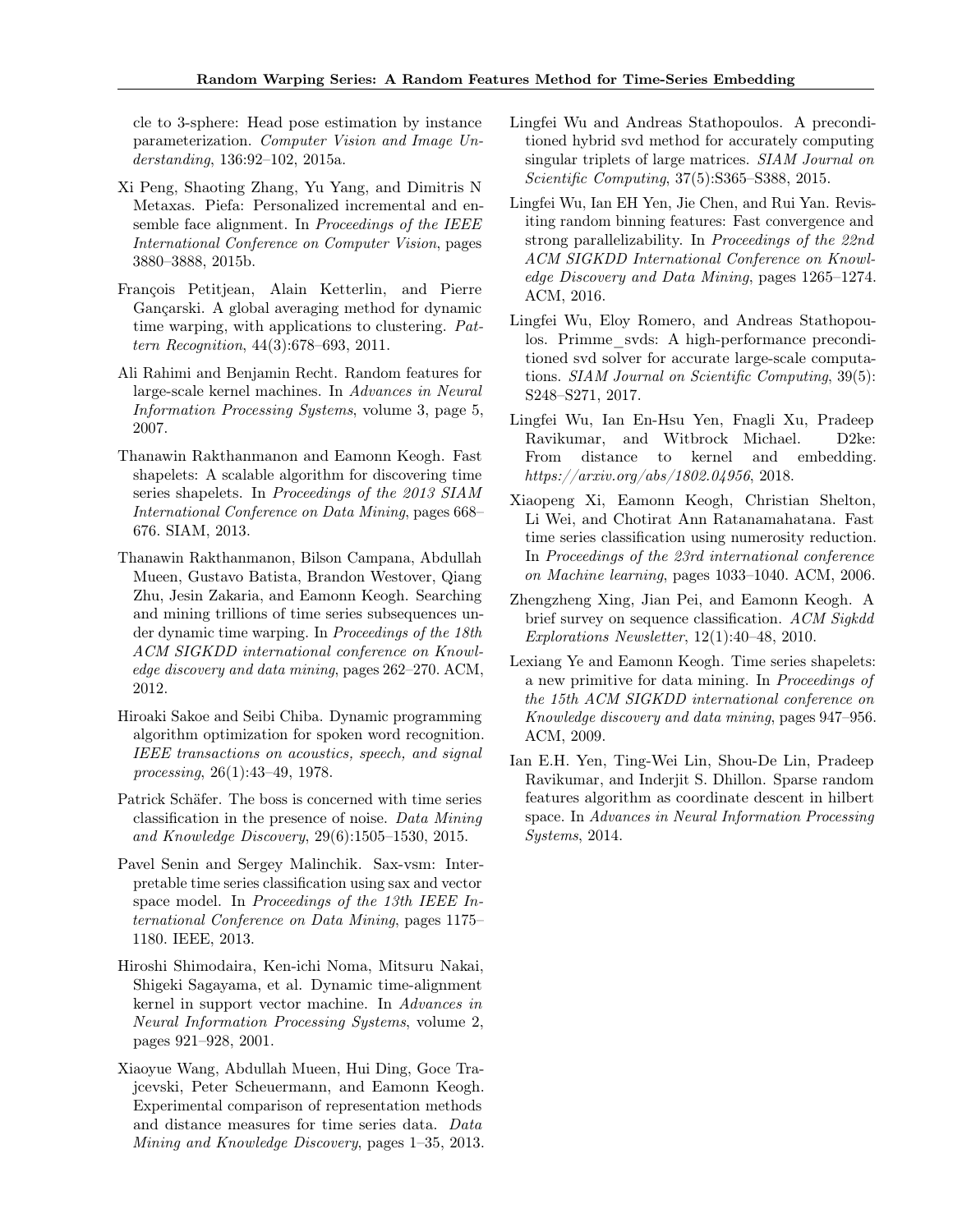cle to 3-sphere: Head pose estimation by instance parameterization. *Computer Vision and Image Understanding*, 136:92–102, 2015a.

Xi Peng, Shaoting Zhang, Yu Yang, and Dimitris N Metaxas. Piefa: Personalized incremental and ensemble face alignment. In *Proceedings of the IEEE International Conference on Computer Vision*, pages 3880–3888, 2015b.

François Petitjean, Alain Ketterlin, and Pierre Gançarski. A global averaging method for dynamic time warping, with applications to clustering. *Pattern Recognition*, 44(3):678–693, 2011.

Ali Rahimi and Benjamin Recht. Random features for large-scale kernel machines. In *Advances in Neural Information Processing Systems*, volume 3, page 5, 2007.

Thanawin Rakthanmanon and Eamonn Keogh. Fast shapelets: A scalable algorithm for discovering time series shapelets. In *Proceedings of the 2013 SIAM International Conference on Data Mining*, pages 668–676. SIAM, 2013.

Thanawin Rakthanmanon, Bilson Campana, Abdullah Mueen, Gustavo Batista, Brandon Westover, Qiang Zhu, Jesin Zakaria, and Eamonn Keogh. Searching and mining trillions of time series subsequences under dynamic time warping. In *Proceedings of the 18th ACM SIGKDD international conference on Knowledge discovery and data mining*, pages 262–270. ACM, 2012.

Hiroaki Sakoe and Seibi Chiba. Dynamic programming algorithm optimization for spoken word recognition. *IEEE transactions on acoustics, speech, and signal processing*, 26(1):43–49, 1978.

Patrick Schäfer. The boss is concerned with time series classification in the presence of noise. *Data Mining and Knowledge Discovery*, 29(6):1505–1530, 2015.

Pavel Senin and Sergey Malinchik. Sax-vsm: Interpretable time series classification using sax and vector space model. In *Proceedings of the 13th IEEE International Conference on Data Mining*, pages 1175–1180. IEEE, 2013.

Hiroshi Shimodaira, Ken-ichi Noma, Mitsuru Nakai, Shigeki Sagayama, et al. Dynamic time-alignment kernel in support vector machine. In *Advances in Neural Information Processing Systems*, volume 2, pages 921–928, 2001.

Xiaoyue Wang, Abdullah Mueen, Hui Ding, Goce Trajcevski, Peter Scheuermann, and Eamonn Keogh. Experimental comparison of representation methods and distance measures for time series data. *Data Mining and Knowledge Discovery*, pages 1–35, 2013.

Lingfei Wu and Andreas Stathopoulos. A preconditioned hybrid svd method for accurately computing singular triplets of large matrices. *SIAM Journal on Scientific Computing*, 37(5):S365–S388, 2015.

Lingfei Wu, Ian EH Yen, Jie Chen, and Rui Yan. Revisiting random binning features: Fast convergence and strong parallelizability. In *Proceedings of the 22nd ACM SIGKDD International Conference on Knowledge Discovery and Data Mining*, pages 1265–1274. ACM, 2016.

Lingfei Wu, Eloy Romero, and Andreas Stathopoulos. Primme_svds: A high-performance preconditioned svd solver for accurate large-scale computations. *SIAM Journal on Scientific Computing*, 39(5): S248–S271, 2017.

Lingfei Wu, Ian En-Hsu Yen, Fnagli Xu, Pradeep Ravikumar, and Witbrock Michael. D2ke: From distance to kernel and embedding. *https://arxiv.org/abs/1802.04956*, 2018.

Xiaopeng Xi, Eamonn Keogh, Christian Shelton, Li Wei, and Chotirat Ann Ratanamahatana. Fast time series classification using numerosity reduction. In *Proceedings of the 23rd international conference on Machine learning*, pages 1033–1040. ACM, 2006.

Zhengzheng Xing, Jian Pei, and Eamonn Keogh. A brief survey on sequence classification. *ACM Sigkdd Explorations Newsletter*, 12(1):40–48, 2010.

Lexiang Ye and Eamonn Keogh. Time series shapelets: a new primitive for data mining. In *Proceedings of the 15th ACM SIGKDD international conference on Knowledge discovery and data mining*, pages 947–956. ACM, 2009.

Ian E.H. Yen, Ting-Wei Lin, Shou-De Lin, Pradeep Ravikumar, and Inderjit S. Dhillon. Sparse random features algorithm as coordinate descent in hilbert space. In *Advances in Neural Information Processing Systems*, 2014.